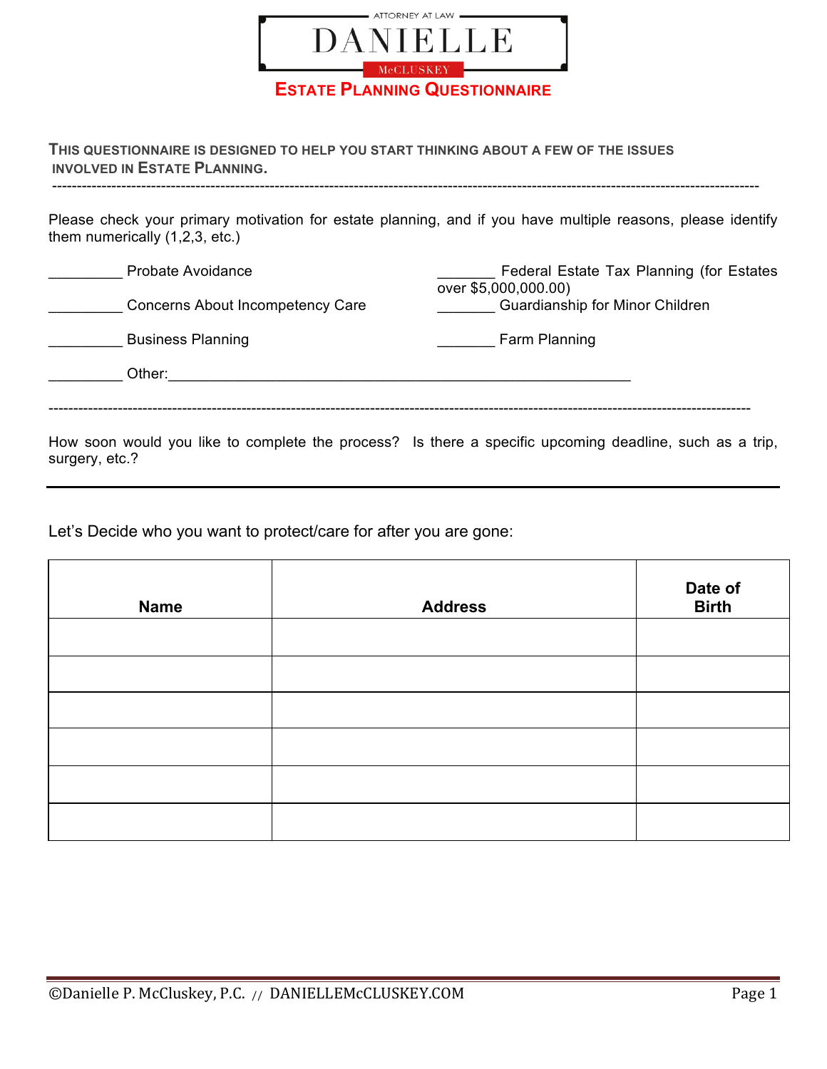ATTORNEY AT LAW

# DANIELLE McCLUSKEY

## ESTATE PLANNING QUESTIONNAIRE

**THIS QUESTIONNAIRE IS DESIGNED TO HELP YOU START THINKING ABOUT A FEW OF THE ISSUES INVOLVED IN ESTATE PLANNING.**

---

Please check your primary motivation for estate planning, and if you have multiple reasons, please identify them numerically (1,2,3, etc.)

_________ Probate Avoidance

_________ Concerns About Incompetency Care

_________ Business Planning

_______ Federal Estate Tax Planning (for Estates over $5,000,000.00)

_______ Guardianship for Minor Children

_______ Farm Planning

_________ Other:___________________________________________________________

---

How soon would you like to complete the process? Is there a specific upcoming deadline, such as a trip, surgery, etc.?

---

Let's Decide who you want to protect/care for after you are gone:

| Name | Address | Date of Birth |
|---|---|---|
| | | |
| | | |
| | | |
| | | |
| | | |
| | | |

©Danielle P. McCluskey, P.C. // DANIELLEMcCLUSKEY.COM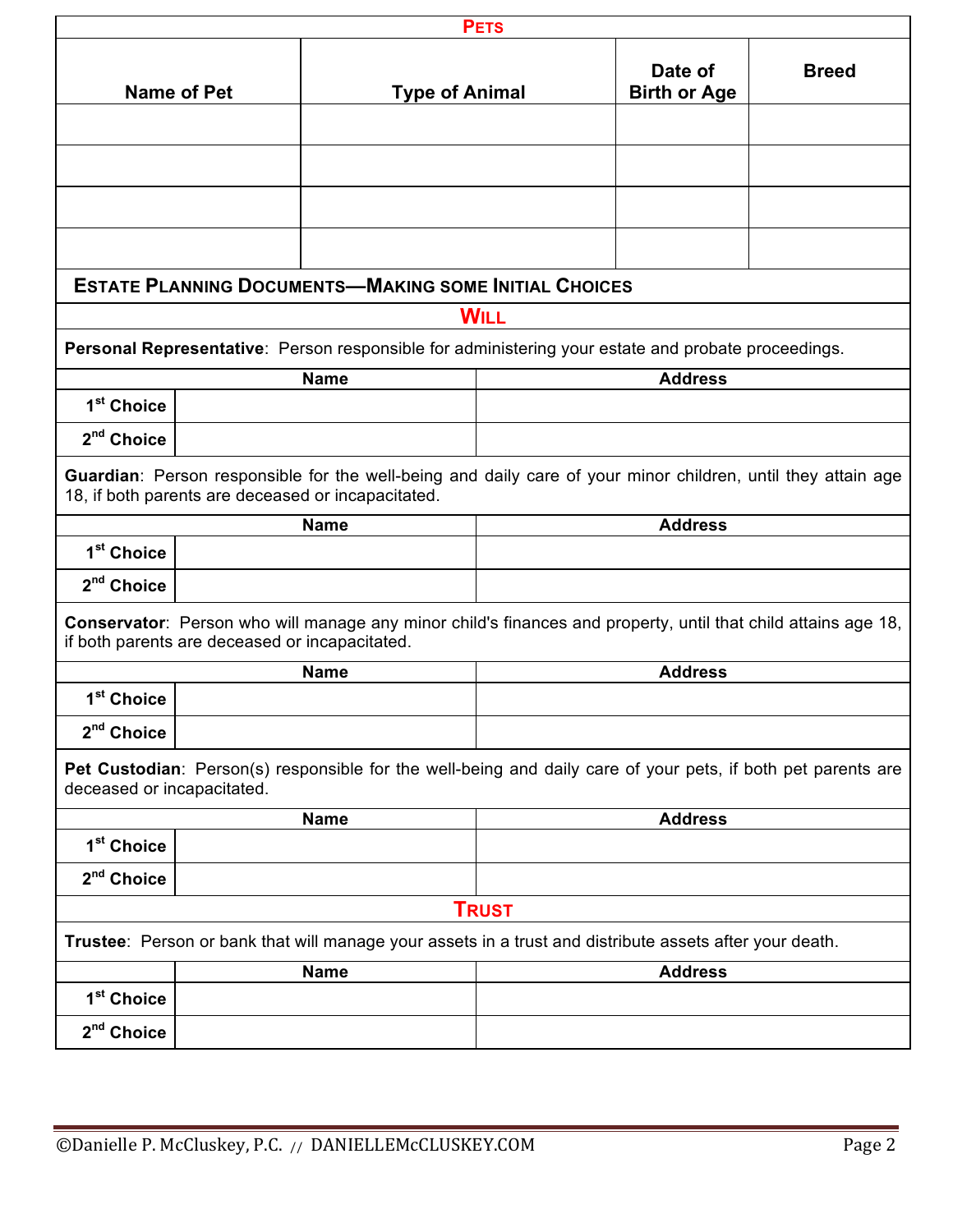## Pets

| Name of Pet | Type of Animal | Date of Birth or Age | Breed |
|---|---|---|---|
| | | | |
| | | | |
| | | | |
| | | | |

## Estate Planning Documents—Making some Initial Choices

### Will

**Personal Representative**: Person responsible for administering your estate and probate proceedings.

| | Name | Address |
|---|---|---|
| **1st Choice** | | |
| **2nd Choice** | | |

**Guardian**: Person responsible for the well-being and daily care of your minor children, until they attain age 18, if both parents are deceased or incapacitated.

| | Name | Address |
|---|---|---|
| **1st Choice** | | |
| **2nd Choice** | | |

**Conservator**: Person who will manage any minor child's finances and property, until that child attains age 18, if both parents are deceased or incapacitated.

| | Name | Address |
|---|---|---|
| **1st Choice** | | |
| **2nd Choice** | | |

**Pet Custodian**: Person(s) responsible for the well-being and daily care of your pets, if both pet parents are deceased or incapacitated.

| | Name | Address |
|---|---|---|
| **1st Choice** | | |
| **2nd Choice** | | |

### Trust

**Trustee**: Person or bank that will manage your assets in a trust and distribute assets after your death.

| | Name | Address |
|---|---|---|
| **1st Choice** | | |
| **2nd Choice** | | |

©Danielle P. McCluskey, P.C. // DANIELLEMcCLUSKEY.COM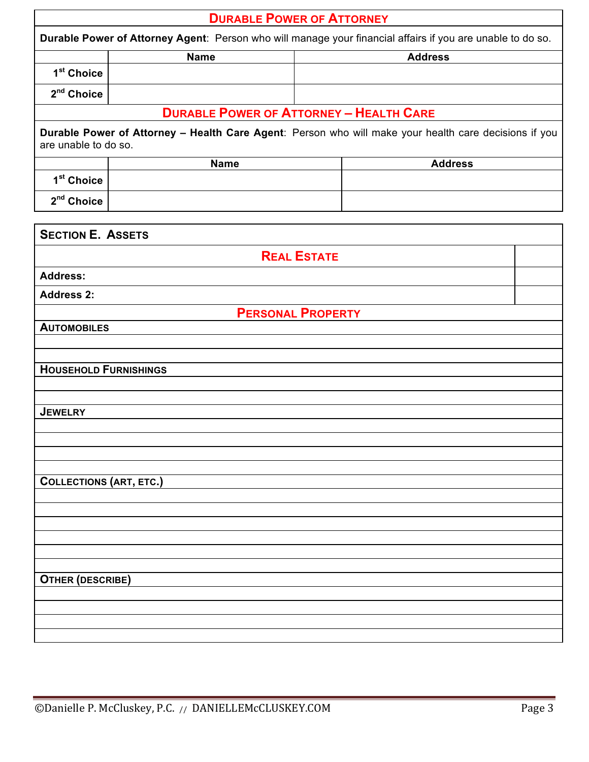## Durable Power of Attorney

**Durable Power of Attorney Agent**: Person who will manage your financial affairs if you are unable to do so.

| | Name | Address |
|---|---|---|
| **1st Choice** | | |
| **2nd Choice** | | |

## Durable Power of Attorney – Health Care

**Durable Power of Attorney – Health Care Agent**: Person who will make your health care decisions if you are unable to do so.

| | Name | Address |
|---|---|---|
| **1st Choice** | | |
| **2nd Choice** | | |

## Section E. Assets

### Real Estate

| | |
|---|---|
| **Address:** | |
| **Address 2:** | |

### Personal Property

**Automobiles**

| |
|---|
| |
| |

**Household Furnishings**

| |
|---|
| |
| |

**Jewelry**

| |
|---|
| |
| |
| |
| |

**Collections (Art, etc.)**

| |
|---|
| |
| |
| |
| |
| |
| |

**Other (Describe)**

| |
|---|
| |
| |
| |
| |

©Danielle P. McCluskey, P.C. // DANIELLEMcCLUSKEY.COM